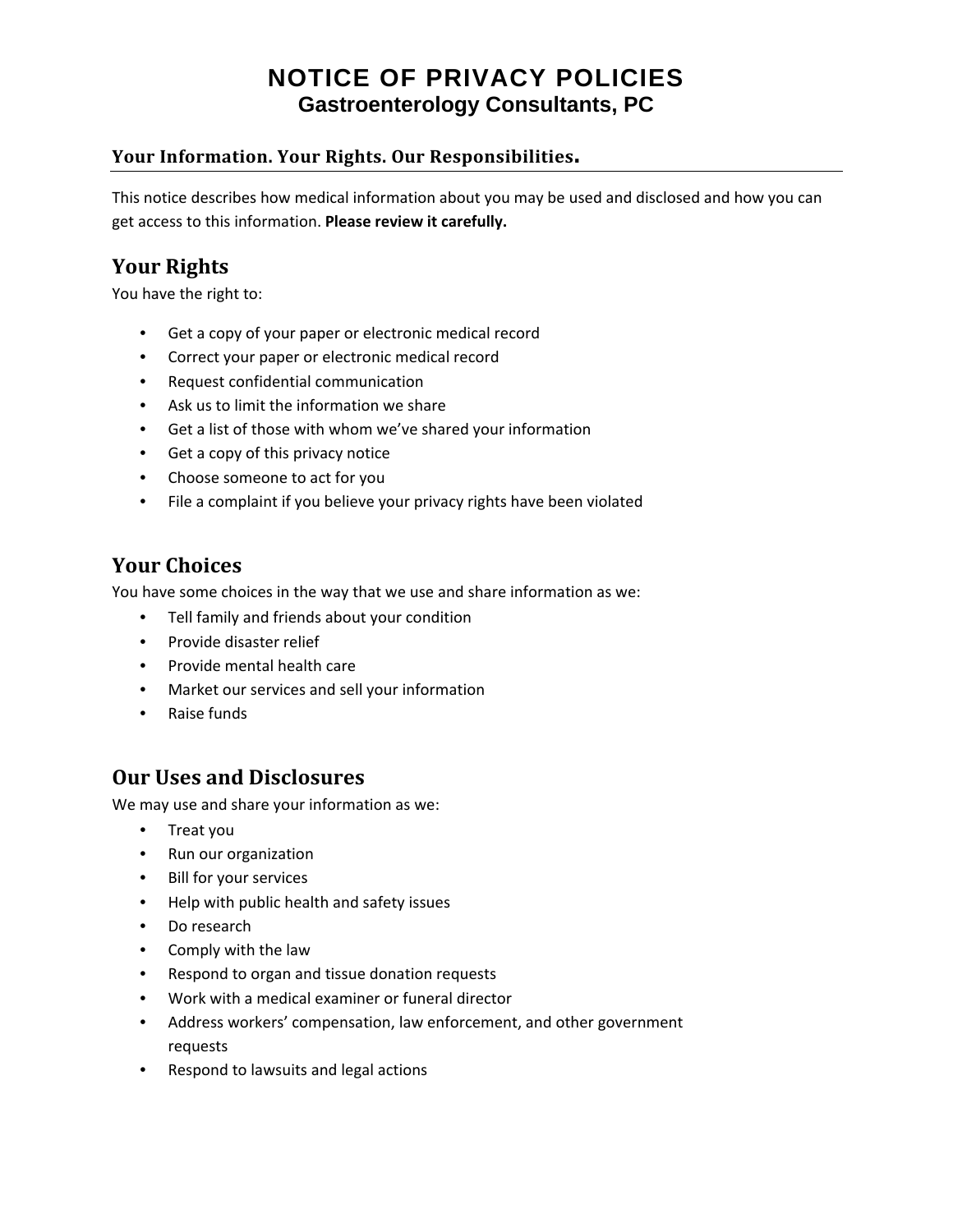# NOTICE OF PRIVACY POLICIES

## Gastroenterology Consultants, PC

### Your Information. Your Rights. Our Responsibilities.

This notice describes how medical information about you may be used and disclosed and how you can get access to this information. **Please review it carefully.**

## Your Rights

You have the right to:

- Get a copy of your paper or electronic medical record
- Correct your paper or electronic medical record
- Request confidential communication
- Ask us to limit the information we share
- Get a list of those with whom we've shared your information
- Get a copy of this privacy notice
- Choose someone to act for you
- File a complaint if you believe your privacy rights have been violated

## Your Choices

You have some choices in the way that we use and share information as we:

- Tell family and friends about your condition
- Provide disaster relief
- Provide mental health care
- Market our services and sell your information
- Raise funds

## Our Uses and Disclosures

We may use and share your information as we:

- Treat you
- Run our organization
- Bill for your services
- Help with public health and safety issues
- Do research
- Comply with the law
- Respond to organ and tissue donation requests
- Work with a medical examiner or funeral director
- Address workers' compensation, law enforcement, and other government requests
- Respond to lawsuits and legal actions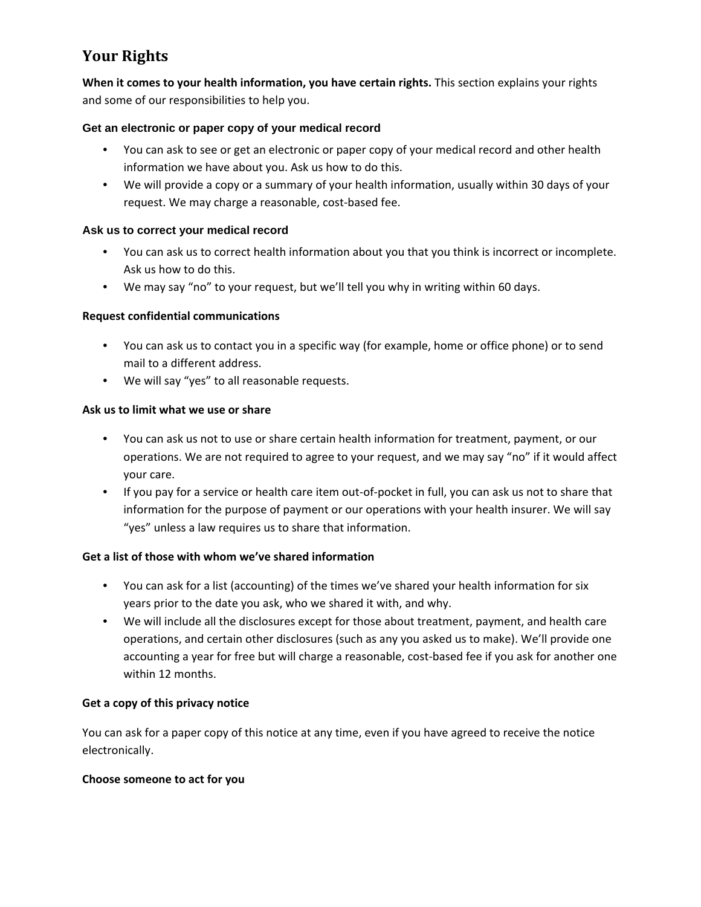# Your Rights

**When it comes to your health information, you have certain rights.** This section explains your rights and some of our responsibilities to help you.

### Get an electronic or paper copy of your medical record

- You can ask to see or get an electronic or paper copy of your medical record and other health information we have about you. Ask us how to do this.
- We will provide a copy or a summary of your health information, usually within 30 days of your request. We may charge a reasonable, cost-based fee.

### Ask us to correct your medical record

- You can ask us to correct health information about you that you think is incorrect or incomplete. Ask us how to do this.
- We may say "no" to your request, but we'll tell you why in writing within 60 days.

### Request confidential communications

- You can ask us to contact you in a specific way (for example, home or office phone) or to send mail to a different address.
- We will say "yes" to all reasonable requests.

### Ask us to limit what we use or share

- You can ask us not to use or share certain health information for treatment, payment, or our operations. We are not required to agree to your request, and we may say "no" if it would affect your care.
- If you pay for a service or health care item out-of-pocket in full, you can ask us not to share that information for the purpose of payment or our operations with your health insurer. We will say "yes" unless a law requires us to share that information.

### Get a list of those with whom we've shared information

- You can ask for a list (accounting) of the times we've shared your health information for six years prior to the date you ask, who we shared it with, and why.
- We will include all the disclosures except for those about treatment, payment, and health care operations, and certain other disclosures (such as any you asked us to make). We'll provide one accounting a year for free but will charge a reasonable, cost-based fee if you ask for another one within 12 months.

### Get a copy of this privacy notice

You can ask for a paper copy of this notice at any time, even if you have agreed to receive the notice electronically.

### Choose someone to act for you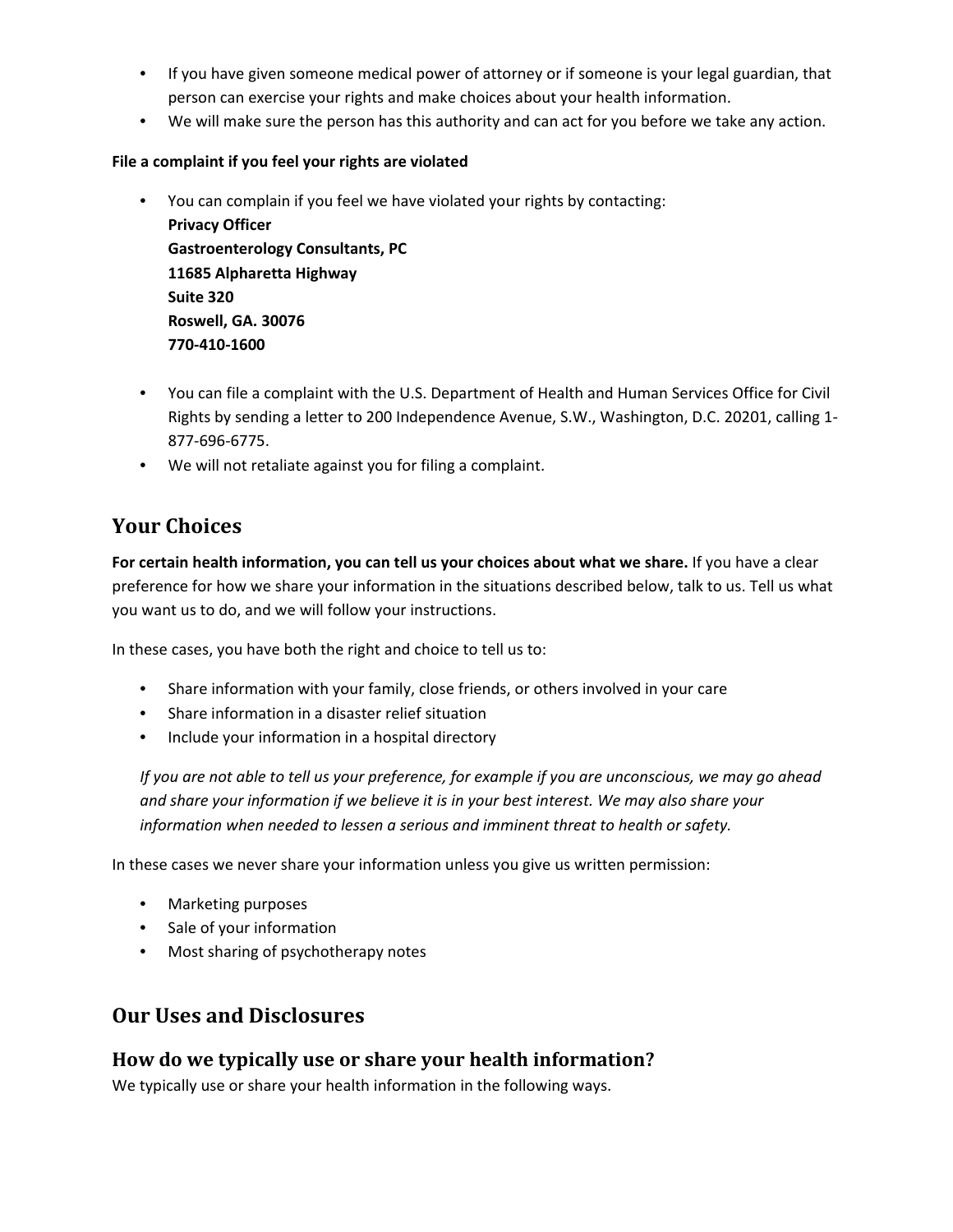- If you have given someone medical power of attorney or if someone is your legal guardian, that person can exercise your rights and make choices about your health information.
- We will make sure the person has this authority and can act for you before we take any action.

**File a complaint if you feel your rights are violated**

- You can complain if you feel we have violated your rights by contacting:
  **Privacy Officer**
  **Gastroenterology Consultants, PC**
  **11685 Alpharetta Highway**
  **Suite 320**
  **Roswell, GA. 30076**
  **770-410-1600**
- You can file a complaint with the U.S. Department of Health and Human Services Office for Civil Rights by sending a letter to 200 Independence Avenue, S.W., Washington, D.C. 20201, calling 1-877-696-6775.
- We will not retaliate against you for filing a complaint.

## Your Choices

**For certain health information, you can tell us your choices about what we share.** If you have a clear preference for how we share your information in the situations described below, talk to us. Tell us what you want us to do, and we will follow your instructions.

In these cases, you have both the right and choice to tell us to:

- Share information with your family, close friends, or others involved in your care
- Share information in a disaster relief situation
- Include your information in a hospital directory

*If you are not able to tell us your preference, for example if you are unconscious, we may go ahead and share your information if we believe it is in your best interest. We may also share your information when needed to lessen a serious and imminent threat to health or safety.*

In these cases we never share your information unless you give us written permission:

- Marketing purposes
- Sale of your information
- Most sharing of psychotherapy notes

## Our Uses and Disclosures

## How do we typically use or share your health information?

We typically use or share your health information in the following ways.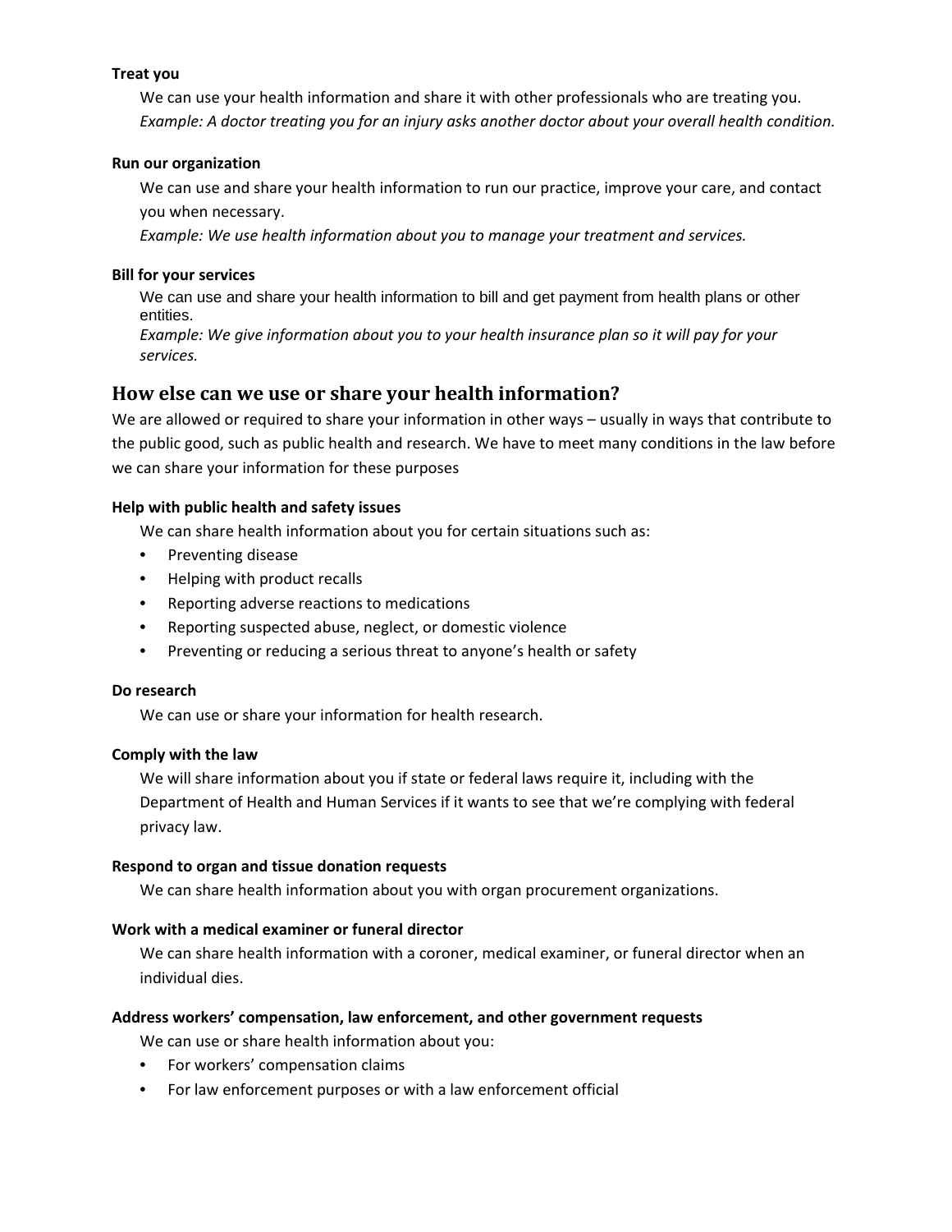**Treat you**

We can use your health information and share it with other professionals who are treating you.
*Example: A doctor treating you for an injury asks another doctor about your overall health condition.*

**Run our organization**

We can use and share your health information to run our practice, improve your care, and contact you when necessary.
*Example: We use health information about you to manage your treatment and services.*

**Bill for your services**

We can use and share your health information to bill and get payment from health plans or other entities.
*Example: We give information about you to your health insurance plan so it will pay for your services.*

## How else can we use or share your health information?

We are allowed or required to share your information in other ways – usually in ways that contribute to the public good, such as public health and research. We have to meet many conditions in the law before we can share your information for these purposes

**Help with public health and safety issues**

We can share health information about you for certain situations such as:

- Preventing disease
- Helping with product recalls
- Reporting adverse reactions to medications
- Reporting suspected abuse, neglect, or domestic violence
- Preventing or reducing a serious threat to anyone's health or safety

**Do research**

We can use or share your information for health research.

**Comply with the law**

We will share information about you if state or federal laws require it, including with the Department of Health and Human Services if it wants to see that we're complying with federal privacy law.

**Respond to organ and tissue donation requests**

We can share health information about you with organ procurement organizations.

**Work with a medical examiner or funeral director**

We can share health information with a coroner, medical examiner, or funeral director when an individual dies.

**Address workers' compensation, law enforcement, and other government requests**

We can use or share health information about you:

- For workers' compensation claims
- For law enforcement purposes or with a law enforcement official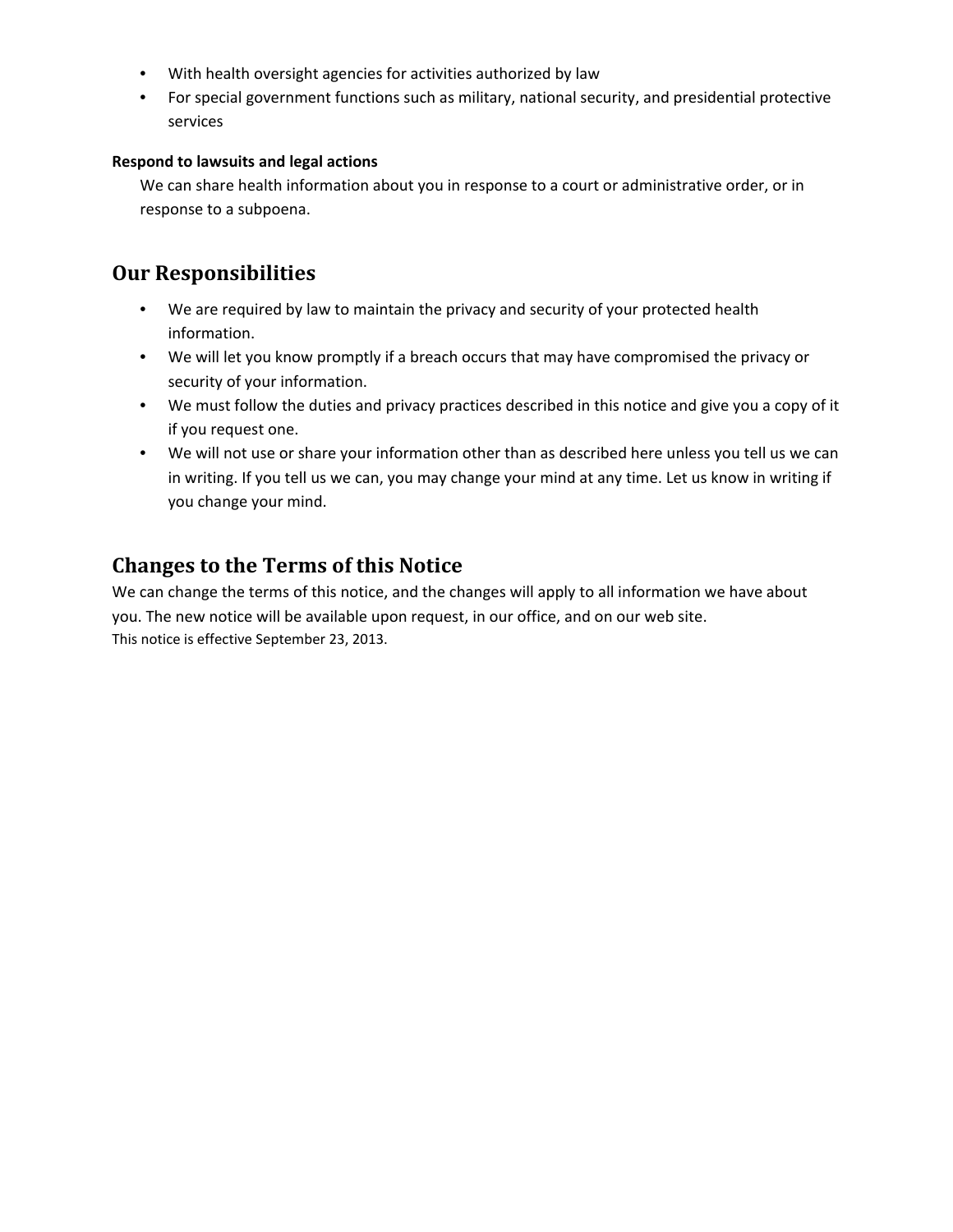- With health oversight agencies for activities authorized by law
- For special government functions such as military, national security, and presidential protective services

**Respond to lawsuits and legal actions**

We can share health information about you in response to a court or administrative order, or in response to a subpoena.

## Our Responsibilities

- We are required by law to maintain the privacy and security of your protected health information.
- We will let you know promptly if a breach occurs that may have compromised the privacy or security of your information.
- We must follow the duties and privacy practices described in this notice and give you a copy of it if you request one.
- We will not use or share your information other than as described here unless you tell us we can in writing. If you tell us we can, you may change your mind at any time. Let us know in writing if you change your mind.

## Changes to the Terms of this Notice

We can change the terms of this notice, and the changes will apply to all information we have about you. The new notice will be available upon request, in our office, and on our web site.

This notice is effective September 23, 2013.